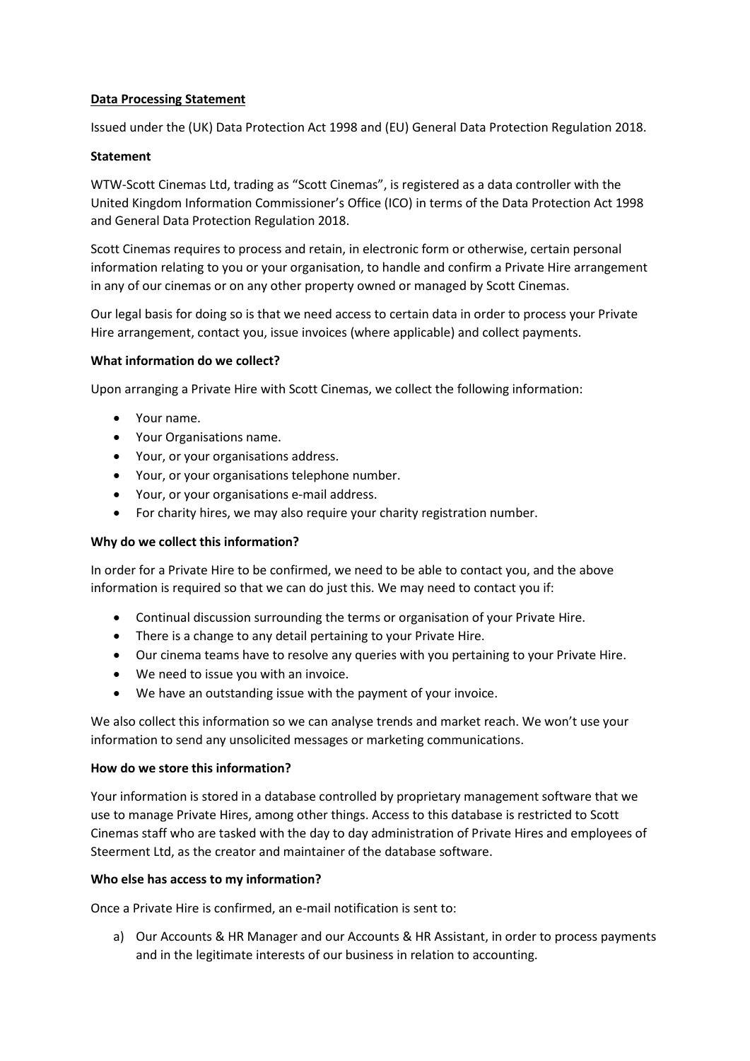# Data Processing Statement

Issued under the (UK) Data Protection Act 1998 and (EU) General Data Protection Regulation 2018.

**Statement**

WTW-Scott Cinemas Ltd, trading as "Scott Cinemas", is registered as a data controller with the United Kingdom Information Commissioner's Office (ICO) in terms of the Data Protection Act 1998 and General Data Protection Regulation 2018.

Scott Cinemas requires to process and retain, in electronic form or otherwise, certain personal information relating to you or your organisation, to handle and confirm a Private Hire arrangement in any of our cinemas or on any other property owned or managed by Scott Cinemas.

Our legal basis for doing so is that we need access to certain data in order to process your Private Hire arrangement, contact you, issue invoices (where applicable) and collect payments.

**What information do we collect?**

Upon arranging a Private Hire with Scott Cinemas, we collect the following information:

- Your name.
- Your Organisations name.
- Your, or your organisations address.
- Your, or your organisations telephone number.
- Your, or your organisations e-mail address.
- For charity hires, we may also require your charity registration number.

**Why do we collect this information?**

In order for a Private Hire to be confirmed, we need to be able to contact you, and the above information is required so that we can do just this. We may need to contact you if:

- Continual discussion surrounding the terms or organisation of your Private Hire.
- There is a change to any detail pertaining to your Private Hire.
- Our cinema teams have to resolve any queries with you pertaining to your Private Hire.
- We need to issue you with an invoice.
- We have an outstanding issue with the payment of your invoice.

We also collect this information so we can analyse trends and market reach. We won't use your information to send any unsolicited messages or marketing communications.

**How do we store this information?**

Your information is stored in a database controlled by proprietary management software that we use to manage Private Hires, among other things. Access to this database is restricted to Scott Cinemas staff who are tasked with the day to day administration of Private Hires and employees of Steerment Ltd, as the creator and maintainer of the database software.

**Who else has access to my information?**

Once a Private Hire is confirmed, an e-mail notification is sent to:

a) Our Accounts & HR Manager and our Accounts & HR Assistant, in order to process payments and in the legitimate interests of our business in relation to accounting.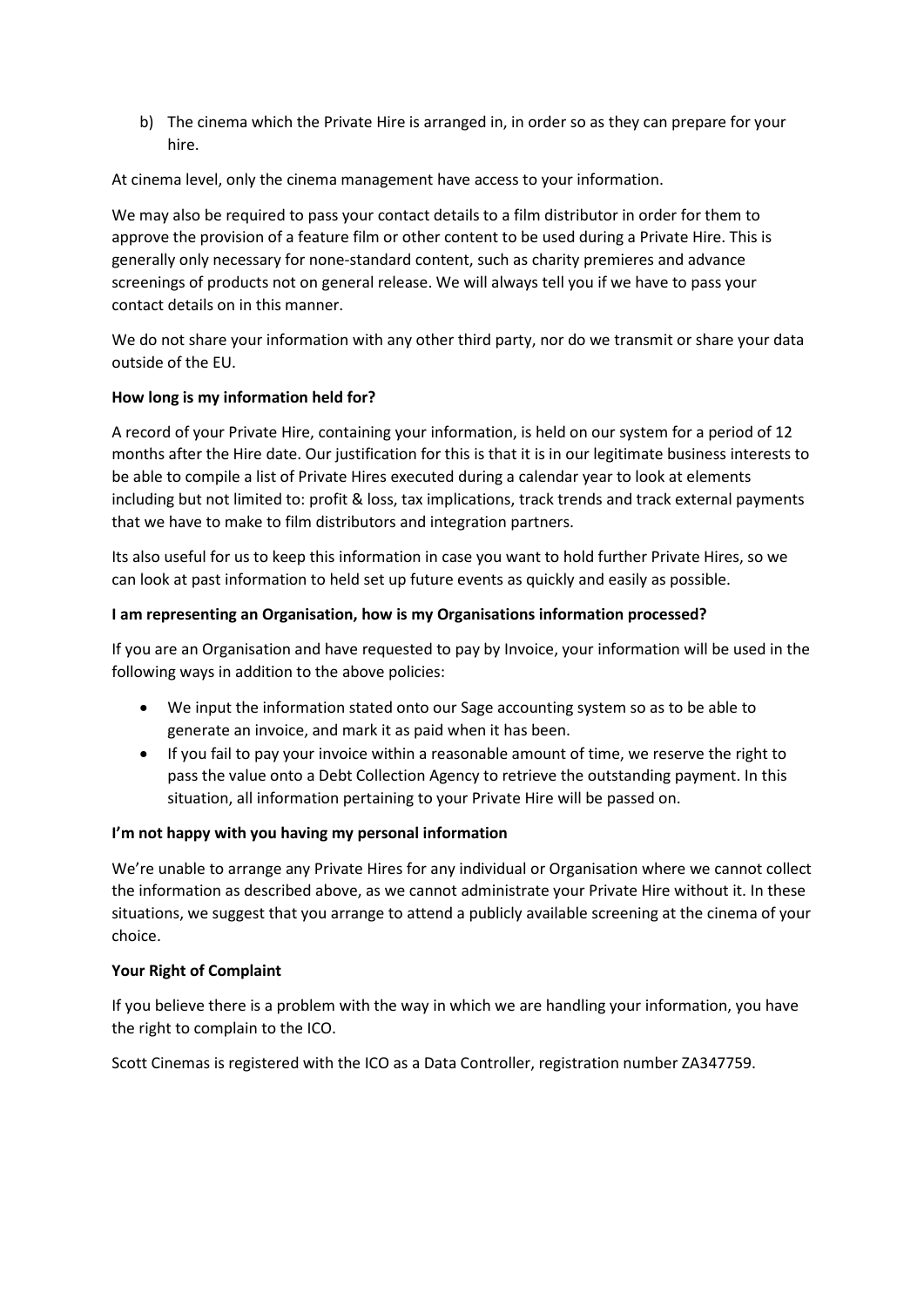b) The cinema which the Private Hire is arranged in, in order so as they can prepare for your hire.

At cinema level, only the cinema management have access to your information.

We may also be required to pass your contact details to a film distributor in order for them to approve the provision of a feature film or other content to be used during a Private Hire. This is generally only necessary for none-standard content, such as charity premieres and advance screenings of products not on general release. We will always tell you if we have to pass your contact details on in this manner.

We do not share your information with any other third party, nor do we transmit or share your data outside of the EU.

**How long is my information held for?**

A record of your Private Hire, containing your information, is held on our system for a period of 12 months after the Hire date. Our justification for this is that it is in our legitimate business interests to be able to compile a list of Private Hires executed during a calendar year to look at elements including but not limited to: profit & loss, tax implications, track trends and track external payments that we have to make to film distributors and integration partners.

Its also useful for us to keep this information in case you want to hold further Private Hires, so we can look at past information to held set up future events as quickly and easily as possible.

**I am representing an Organisation, how is my Organisations information processed?**

If you are an Organisation and have requested to pay by Invoice, your information will be used in the following ways in addition to the above policies:

- We input the information stated onto our Sage accounting system so as to be able to generate an invoice, and mark it as paid when it has been.
- If you fail to pay your invoice within a reasonable amount of time, we reserve the right to pass the value onto a Debt Collection Agency to retrieve the outstanding payment. In this situation, all information pertaining to your Private Hire will be passed on.

**I'm not happy with you having my personal information**

We're unable to arrange any Private Hires for any individual or Organisation where we cannot collect the information as described above, as we cannot administrate your Private Hire without it. In these situations, we suggest that you arrange to attend a publicly available screening at the cinema of your choice.

**Your Right of Complaint**

If you believe there is a problem with the way in which we are handling your information, you have the right to complain to the ICO.

Scott Cinemas is registered with the ICO as a Data Controller, registration number ZA347759.